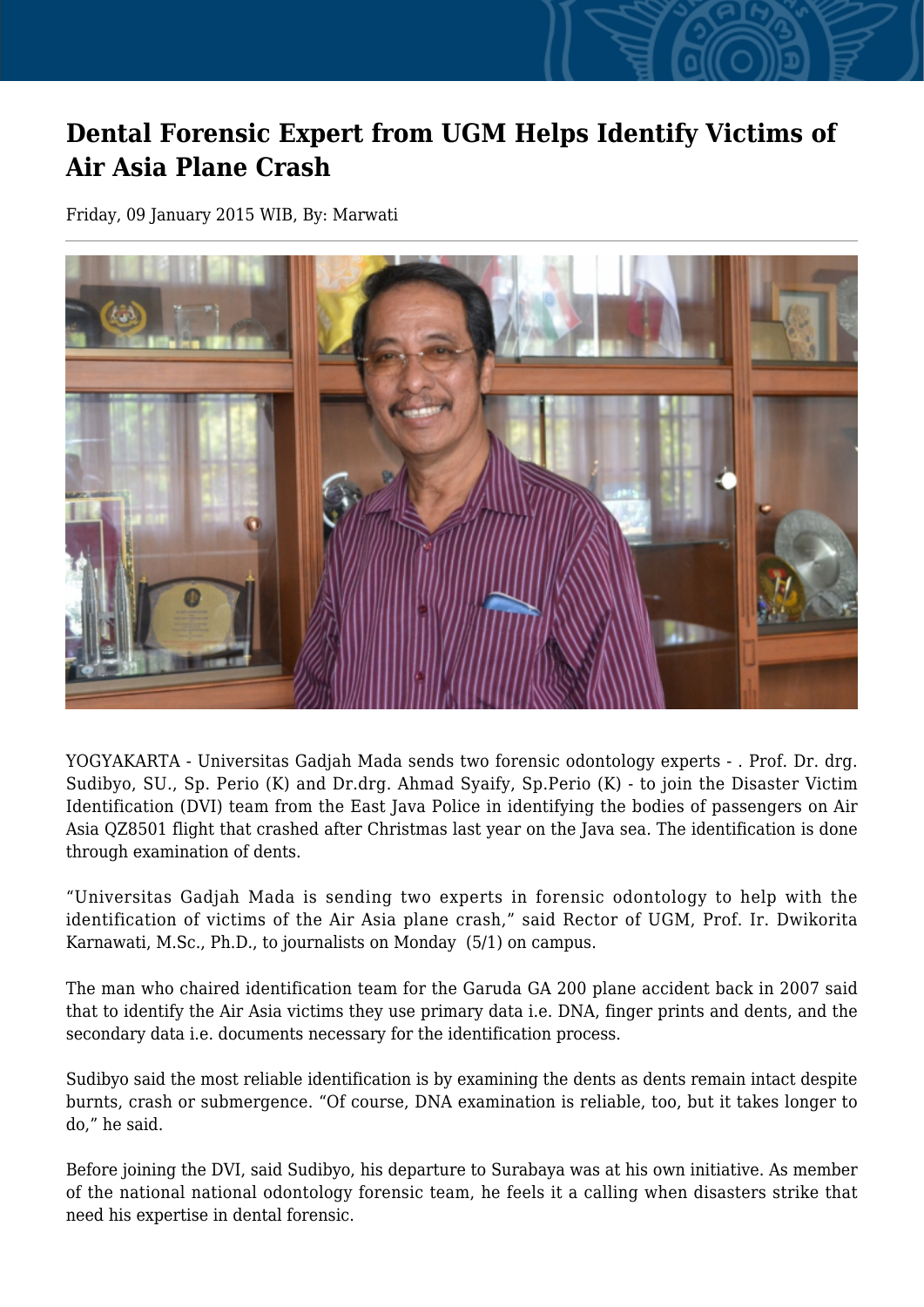# Dental Forensic Expert from UGM Helps Identify Victims of Air Asia Plane Crash

Friday, 09 January 2015 WIB, By: Marwati

YOGYAKARTA - Universitas Gadjah Mada sends two forensic odontology experts - . Prof. Dr. drg. Sudibyo, SU., Sp. Perio (K) and Dr.drg. Ahmad Syaify, Sp.Perio (K) - to join the Disaster Victim Identification (DVI) team from the East Java Police in identifying the bodies of passengers on Air Asia QZ8501 flight that crashed after Christmas last year on the Java sea. The identification is done through examination of dents.

“Universitas Gadjah Mada is sending two experts in forensic odontology to help with the identification of victims of the Air Asia plane crash,” said Rector of UGM, Prof. Ir. Dwikorita Karnawati, M.Sc., Ph.D., to journalists on Monday (5/1) on campus.

The man who chaired identification team for the Garuda GA 200 plane accident back in 2007 said that to identify the Air Asia victims they use primary data i.e. DNA, finger prints and dents, and the secondary data i.e. documents necessary for the identification process.

Sudibyo said the most reliable identification is by examining the dents as dents remain intact despite burnts, crash or submergence. “Of course, DNA examination is reliable, too, but it takes longer to do,” he said.

Before joining the DVI, said Sudibyo, his departure to Surabaya was at his own initiative. As member of the national national odontology forensic team, he feels it a calling when disasters strike that need his expertise in dental forensic.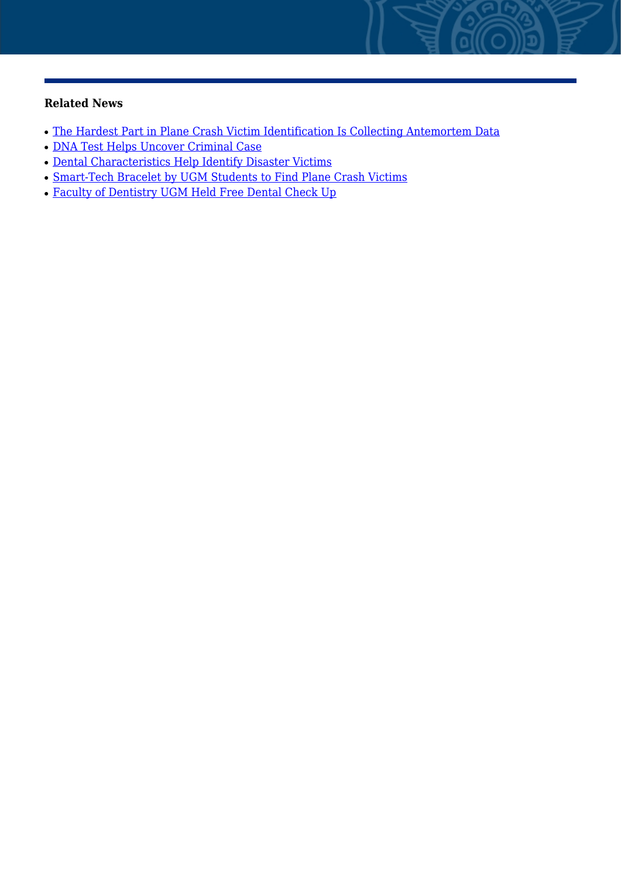### Related News

- The Hardest Part in Plane Crash Victim Identification Is Collecting Antemortem Data
- DNA Test Helps Uncover Criminal Case
- Dental Characteristics Help Identify Disaster Victims
- Smart-Tech Bracelet by UGM Students to Find Plane Crash Victims
- Faculty of Dentistry UGM Held Free Dental Check Up